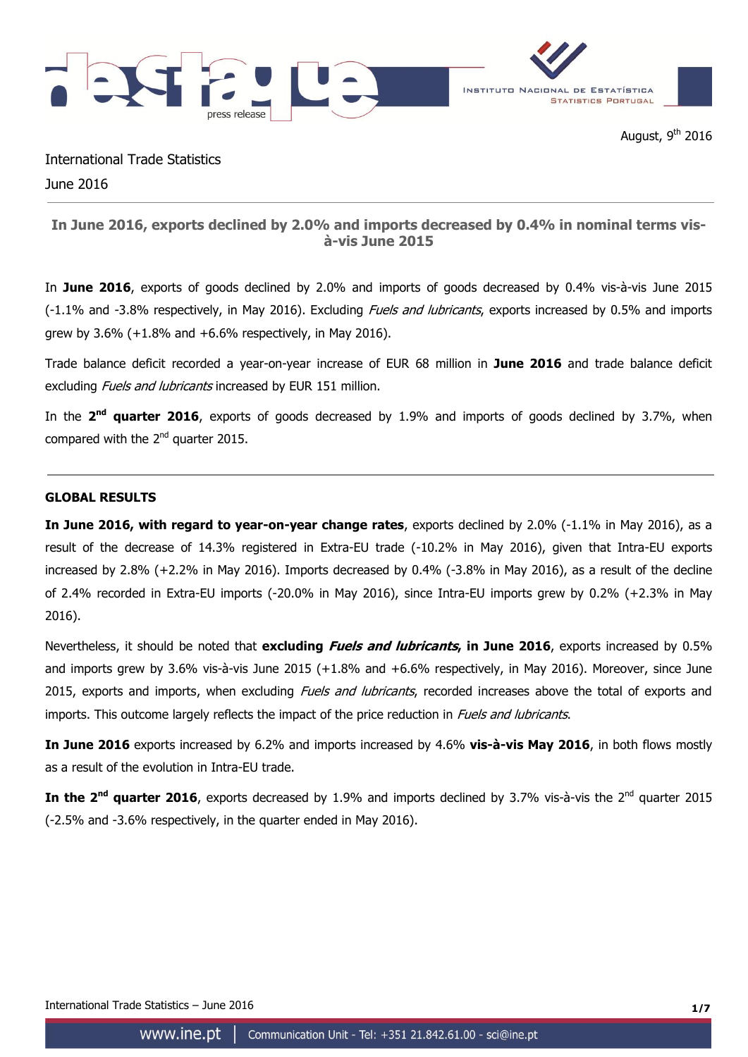August, 9th 2016

International Trade Statistics

June 2016

## In June 2016, exports declined by 2.0% and imports decreased by 0.4% in nominal terms vis-à-vis June 2015

In **June 2016**, exports of goods declined by 2.0% and imports of goods decreased by 0.4% vis-à-vis June 2015 (-1.1% and -3.8% respectively, in May 2016). Excluding *Fuels and lubricants*, exports increased by 0.5% and imports grew by 3.6% (+1.8% and +6.6% respectively, in May 2016).

Trade balance deficit recorded a year-on-year increase of EUR 68 million in **June 2016** and trade balance deficit excluding *Fuels and lubricants* increased by EUR 151 million.

In the **2nd quarter 2016**, exports of goods decreased by 1.9% and imports of goods declined by 3.7%, when compared with the 2nd quarter 2015.

### GLOBAL RESULTS

**In June 2016, with regard to year-on-year change rates**, exports declined by 2.0% (-1.1% in May 2016), as a result of the decrease of 14.3% registered in Extra-EU trade (-10.2% in May 2016), given that Intra-EU exports increased by 2.8% (+2.2% in May 2016). Imports decreased by 0.4% (-3.8% in May 2016), as a result of the decline of 2.4% recorded in Extra-EU imports (-20.0% in May 2016), since Intra-EU imports grew by 0.2% (+2.3% in May 2016).

Nevertheless, it should be noted that **excluding *Fuels and lubricants*, in June 2016**, exports increased by 0.5% and imports grew by 3.6% vis-à-vis June 2015 (+1.8% and +6.6% respectively, in May 2016). Moreover, since June 2015, exports and imports, when excluding *Fuels and lubricants*, recorded increases above the total of exports and imports. This outcome largely reflects the impact of the price reduction in *Fuels and lubricants*.

**In June 2016** exports increased by 6.2% and imports increased by 4.6% **vis-à-vis May 2016**, in both flows mostly as a result of the evolution in Intra-EU trade.

**In the 2nd quarter 2016**, exports decreased by 1.9% and imports declined by 3.7% vis-à-vis the 2nd quarter 2015 (-2.5% and -3.6% respectively, in the quarter ended in May 2016).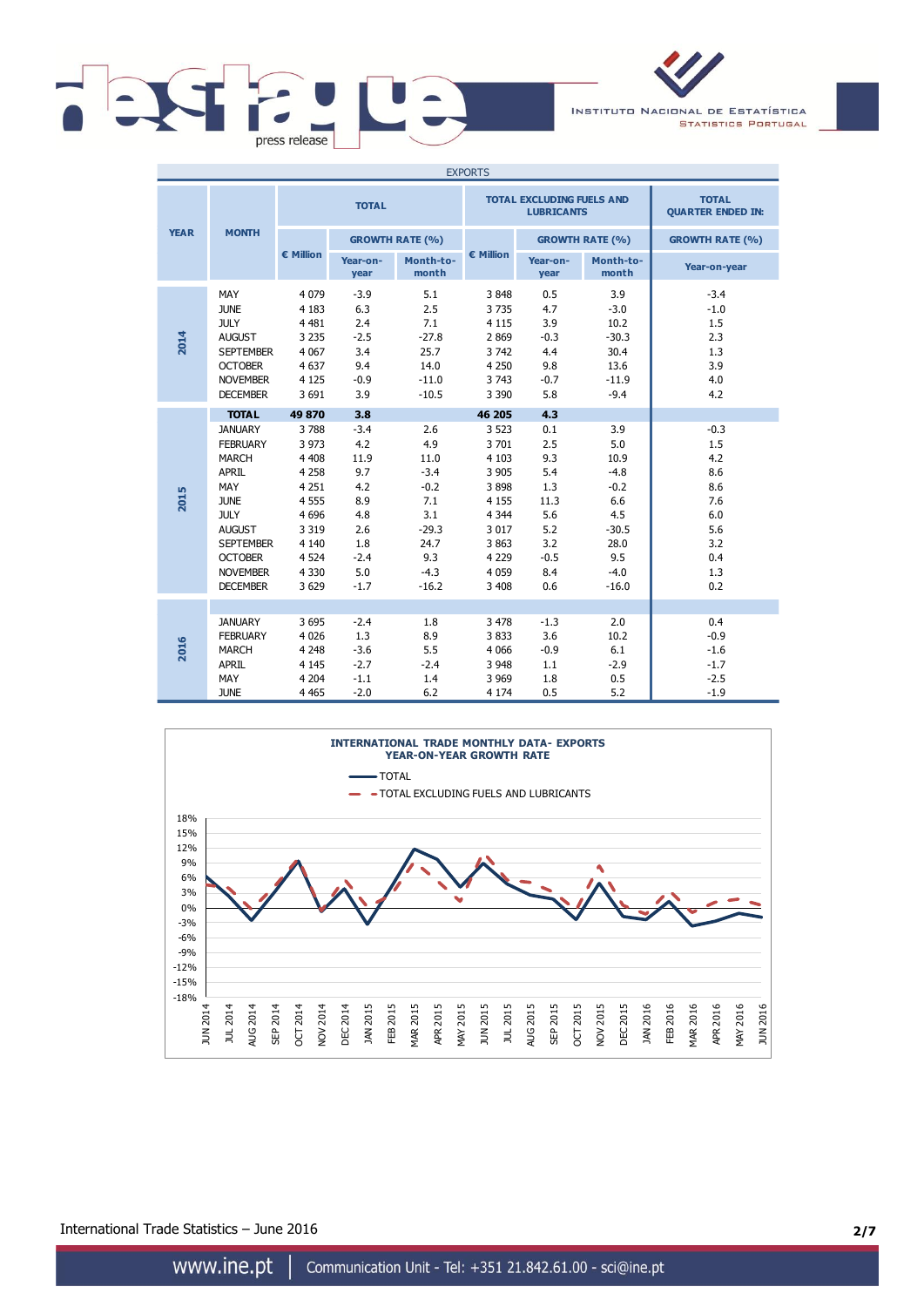| EXPORTS | | | | | | | | |
|---|---|---|---|---|---|---|---|---|
| YEAR | MONTH | TOTAL | | | TOTAL EXCLUDING FUELS AND LUBRICANTS | | | TOTAL QUARTER ENDED IN: |
| | | € Million | GROWTH RATE (%) | | € Million | GROWTH RATE (%) | | GROWTH RATE (%) |
| | | | Year-on-year | Month-to-month | | Year-on-year | Month-to-month | Year-on-year |
| 2014 | MAY | 4 079 | -3.9 | 5.1 | 3 848 | 0.5 | 3.9 | -3.4 |
| | JUNE | 4 183 | 6.3 | 2.5 | 3 735 | 4.7 | -3.0 | -1.0 |
| | JULY | 4 481 | 2.4 | 7.1 | 4 115 | 3.9 | 10.2 | 1.5 |
| | AUGUST | 3 235 | -2.5 | -27.8 | 2 869 | -0.3 | -30.3 | 2.3 |
| | SEPTEMBER | 4 067 | 3.4 | 25.7 | 3 742 | 4.4 | 30.4 | 1.3 |
| | OCTOBER | 4 637 | 9.4 | 14.0 | 4 250 | 9.8 | 13.6 | 3.9 |
| | NOVEMBER | 4 125 | -0.9 | -11.0 | 3 743 | -0.7 | -11.9 | 4.0 |
| | DECEMBER | 3 691 | 3.9 | -10.5 | 3 390 | 5.8 | -9.4 | 4.2 |
| | **TOTAL** | **49 870** | **3.8** | | **46 205** | **4.3** | | |
| 2015 | JANUARY | 3 788 | -3.4 | 2.6 | 3 523 | 0.1 | 3.9 | -0.3 |
| | FEBRUARY | 3 973 | 4.2 | 4.9 | 3 701 | 2.5 | 5.0 | 1.5 |
| | MARCH | 4 408 | 11.9 | 11.0 | 4 103 | 9.3 | 10.9 | 4.2 |
| | APRIL | 4 258 | 9.7 | -3.4 | 3 905 | 5.4 | -4.8 | 8.6 |
| | MAY | 4 251 | 4.2 | -0.2 | 3 898 | 1.3 | -0.2 | 8.6 |
| | JUNE | 4 555 | 8.9 | 7.1 | 4 155 | 11.3 | 6.6 | 7.6 |
| | JULY | 4 696 | 4.8 | 3.1 | 4 344 | 5.6 | 4.5 | 6.0 |
| | AUGUST | 3 319 | 2.6 | -29.3 | 3 017 | 5.2 | -30.5 | 5.6 |
| | SEPTEMBER | 4 140 | 1.8 | 24.7 | 3 863 | 3.2 | 28.0 | 3.2 |
| | OCTOBER | 4 524 | -2.4 | 9.3 | 4 229 | -0.5 | 9.5 | 0.4 |
| | NOVEMBER | 4 330 | 5.0 | -4.3 | 4 059 | 8.4 | -4.0 | 1.3 |
| | DECEMBER | 3 629 | -1.7 | -16.2 | 3 408 | 0.6 | -16.0 | 0.2 |
| 2016 | JANUARY | 3 695 | -2.4 | 1.8 | 3 478 | -1.3 | 2.0 | 0.4 |
| | FEBRUARY | 4 026 | 1.3 | 8.9 | 3 833 | 3.6 | 10.2 | -0.9 |
| | MARCH | 4 248 | -3.6 | 5.5 | 4 066 | -0.9 | 6.1 | -1.6 |
| | APRIL | 4 145 | -2.7 | -2.4 | 3 948 | 1.1 | -2.9 | -1.7 |
| | MAY | 4 204 | -1.1 | 1.4 | 3 969 | 1.8 | 0.5 | -2.5 |
| | JUNE | 4 465 | -2.0 | 6.2 | 4 174 | 0.5 | 5.2 | -1.9 |

**INTERNATIONAL TRADE MONTHLY DATA- EXPORTS**
**YEAR-ON-YEAR GROWTH RATE**

- TOTAL
- TOTAL EXCLUDING FUELS AND LUBRICANTS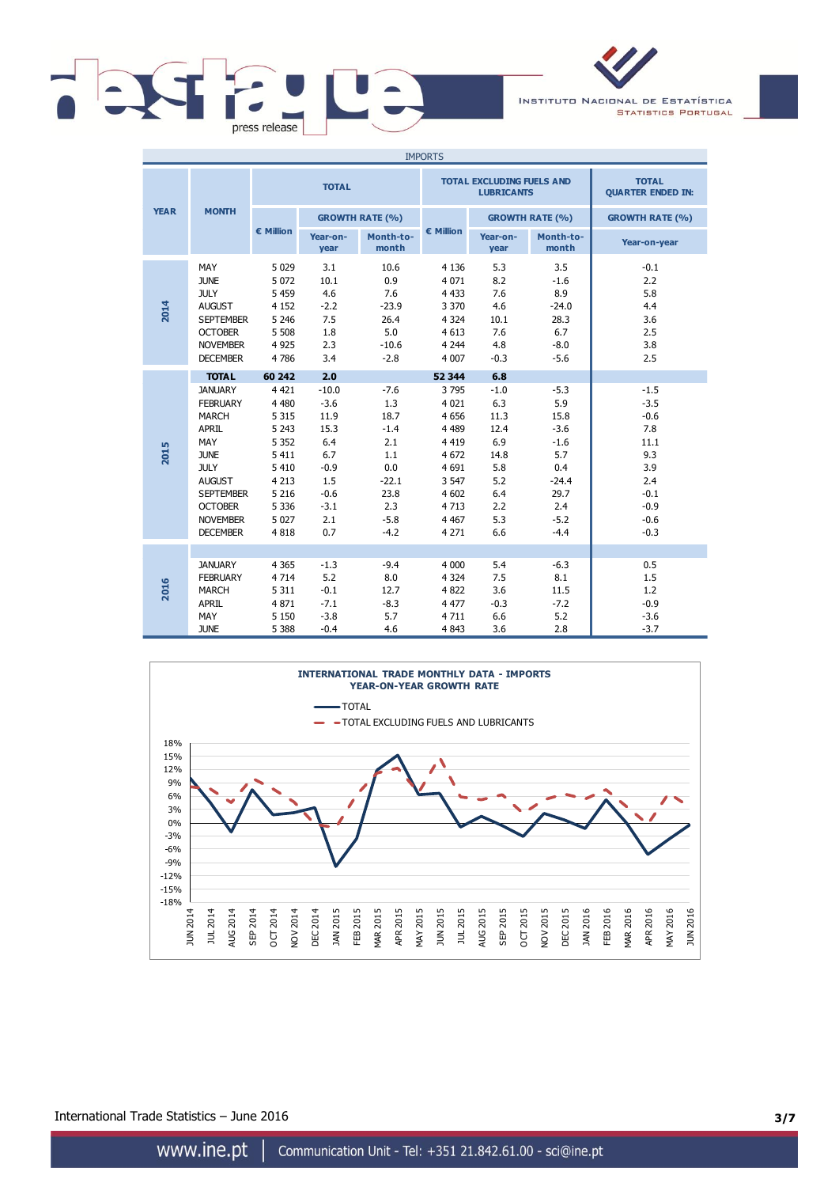IMPORTS

| YEAR | MONTH | TOTAL | | | TOTAL EXCLUDING FUELS AND LUBRICANTS | | | TOTAL QUARTER ENDED IN: |
|---|---|---|---|---|---|---|---|---|
| | | € Million | GROWTH RATE (%) | | € Million | GROWTH RATE (%) | | GROWTH RATE (%) |
| | | | Year-on-year | Month-to-month | | Year-on-year | Month-to-month | Year-on-year |
| 2014 | MAY | 5 029 | 3.1 | 10.6 | 4 136 | 5.3 | 3.5 | -0.1 |
| | JUNE | 5 072 | 10.1 | 0.9 | 4 071 | 8.2 | -1.6 | 2.2 |
| | JULY | 5 459 | 4.6 | 7.6 | 4 433 | 7.6 | 8.9 | 5.8 |
| | AUGUST | 4 152 | -2.2 | -23.9 | 3 370 | 4.6 | -24.0 | 4.4 |
| | SEPTEMBER | 5 246 | 7.5 | 26.4 | 4 324 | 10.1 | 28.3 | 3.6 |
| | OCTOBER | 5 508 | 1.8 | 5.0 | 4 613 | 7.6 | 6.7 | 2.5 |
| | NOVEMBER | 4 925 | 2.3 | -10.6 | 4 244 | 4.8 | -8.0 | 3.8 |
| | DECEMBER | 4 786 | 3.4 | -2.8 | 4 007 | -0.3 | -5.6 | 2.5 |
| | **TOTAL** | **60 242** | **2.0** | | **52 344** | **6.8** | | |
| 2015 | JANUARY | 4 421 | -10.0 | -7.6 | 3 795 | -1.0 | -5.3 | -1.5 |
| | FEBRUARY | 4 480 | -3.6 | 1.3 | 4 021 | 6.3 | 5.9 | -3.5 |
| | MARCH | 5 315 | 11.9 | 18.7 | 4 656 | 11.3 | 15.8 | -0.6 |
| | APRIL | 5 243 | 15.3 | -1.4 | 4 489 | 12.4 | -3.6 | 7.8 |
| | MAY | 5 352 | 6.4 | 2.1 | 4 419 | 6.9 | -1.6 | 11.1 |
| | JUNE | 5 411 | 6.7 | 1.1 | 4 672 | 14.8 | 5.7 | 9.3 |
| | JULY | 5 410 | -0.9 | 0.0 | 4 691 | 5.8 | 0.4 | 3.9 |
| | AUGUST | 4 213 | 1.5 | -22.1 | 3 547 | 5.2 | -24.4 | 2.4 |
| | SEPTEMBER | 5 216 | -0.6 | 23.8 | 4 602 | 6.4 | 29.7 | -0.1 |
| | OCTOBER | 5 336 | -3.1 | 2.3 | 4 713 | 2.2 | 2.4 | -0.9 |
| | NOVEMBER | 5 027 | 2.1 | -5.8 | 4 467 | 5.3 | -5.2 | -0.6 |
| | DECEMBER | 4 818 | 0.7 | -4.2 | 4 271 | 6.6 | -4.4 | -0.3 |
| 2016 | JANUARY | 4 365 | -1.3 | -9.4 | 4 000 | 5.4 | -6.3 | 0.5 |
| | FEBRUARY | 4 714 | 5.2 | 8.0 | 4 324 | 7.5 | 8.1 | 1.5 |
| | MARCH | 5 311 | -0.1 | 12.7 | 4 822 | 3.6 | 11.5 | 1.2 |
| | APRIL | 4 871 | -7.1 | -8.3 | 4 477 | -0.3 | -7.2 | -0.9 |
| | MAY | 5 150 | -3.8 | 5.7 | 4 711 | 6.6 | 5.2 | -3.6 |
| | JUNE | 5 388 | -0.4 | 4.6 | 4 843 | 3.6 | 2.8 | -3.7 |

**INTERNATIONAL TRADE MONTHLY DATA - IMPORTS**
**YEAR-ON-YEAR GROWTH RATE**

— TOTAL
- - TOTAL EXCLUDING FUELS AND LUBRICANTS

International Trade Statistics – June 2016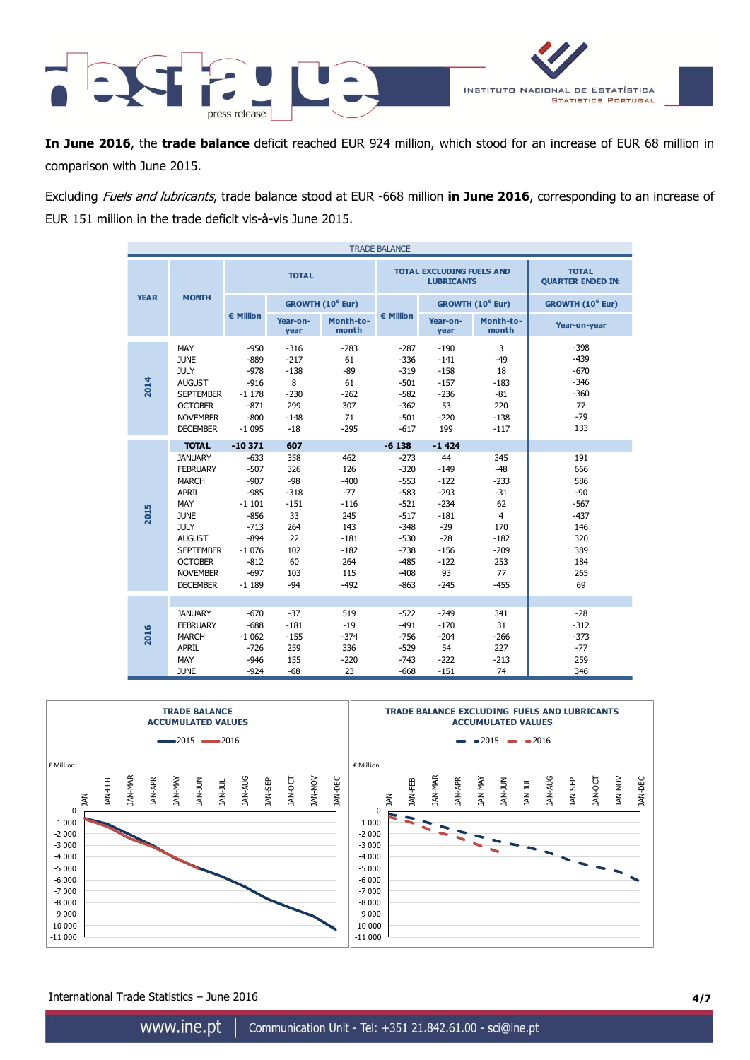In **June 2016**, the **trade balance** deficit reached EUR 924 million, which stood for an increase of EUR 68 million in comparison with June 2015.

Excluding *Fuels and lubricants*, trade balance stood at EUR -668 million **in June 2016**, corresponding to an increase of EUR 151 million in the trade deficit vis-à-vis June 2015.

TRADE BALANCE

| YEAR | MONTH | TOTAL | | | TOTAL EXCLUDING FUELS AND LUBRICANTS | | | TOTAL QUARTER ENDED IN: |
|---|---|---|---|---|---|---|---|---|
| | | € Million | GROWTH ($10^6$ Eur) | | € Million | GROWTH ($10^6$ Eur) | | GROWTH ($10^6$ Eur) |
| | | | Year-on-year | Month-to-month | | Year-on-year | Month-to-month | Year-on-year |
| 2014 | MAY | -950 | -316 | -283 | -287 | -190 | 3 | -398 |
| | JUNE | -889 | -217 | 61 | -336 | -141 | -49 | -439 |
| | JULY | -978 | -138 | -89 | -319 | -158 | 18 | -670 |
| | AUGUST | -916 | 8 | 61 | -501 | -157 | -183 | -346 |
| | SEPTEMBER | -1 178 | -230 | -262 | -582 | -236 | -81 | -360 |
| | OCTOBER | -871 | 299 | 307 | -362 | 53 | 220 | 77 |
| | NOVEMBER | -800 | -148 | 71 | -501 | -220 | -138 | -79 |
| | DECEMBER | -1 095 | -18 | -295 | -617 | 199 | -117 | 133 |
| | **TOTAL** | **-10 371** | **607** | | **-6 138** | **-1 424** | | |
| 2015 | JANUARY | -633 | 358 | 462 | -273 | 44 | 345 | 191 |
| | FEBRUARY | -507 | 326 | 126 | -320 | -149 | -48 | 666 |
| | MARCH | -907 | -98 | -400 | -553 | -122 | -233 | 586 |
| | APRIL | -985 | -318 | -77 | -583 | -293 | -31 | -90 |
| | MAY | -1 101 | -151 | -116 | -521 | -234 | 62 | -567 |
| | JUNE | -856 | 33 | 245 | -517 | -181 | 4 | -437 |
| | JULY | -713 | 264 | 143 | -348 | -29 | 170 | 146 |
| | AUGUST | -894 | 22 | -181 | -530 | -28 | -182 | 320 |
| | SEPTEMBER | -1 076 | 102 | -182 | -738 | -156 | -209 | 389 |
| | OCTOBER | -812 | 60 | 264 | -485 | -122 | 253 | 184 |
| | NOVEMBER | -697 | 103 | 115 | -408 | 93 | 77 | 265 |
| | DECEMBER | -1 189 | -94 | -492 | -863 | -245 | -455 | 69 |
| 2016 | JANUARY | -670 | -37 | 519 | -522 | -249 | 341 | -28 |
| | FEBRUARY | -688 | -181 | -19 | -491 | -170 | 31 | -312 |
| | MARCH | -1 062 | -155 | -374 | -756 | -204 | -266 | -373 |
| | APRIL | -726 | 259 | 336 | -529 | 54 | 227 | -77 |
| | MAY | -946 | 155 | -220 | -743 | -222 | -213 | 259 |
| | JUNE | -924 | -68 | 23 | -668 | -151 | 74 | 346 |

**TRADE BALANCE ACCUMULATED VALUES**

**TRADE BALANCE EXCLUDING FUELS AND LUBRICANTS ACCUMULATED VALUES**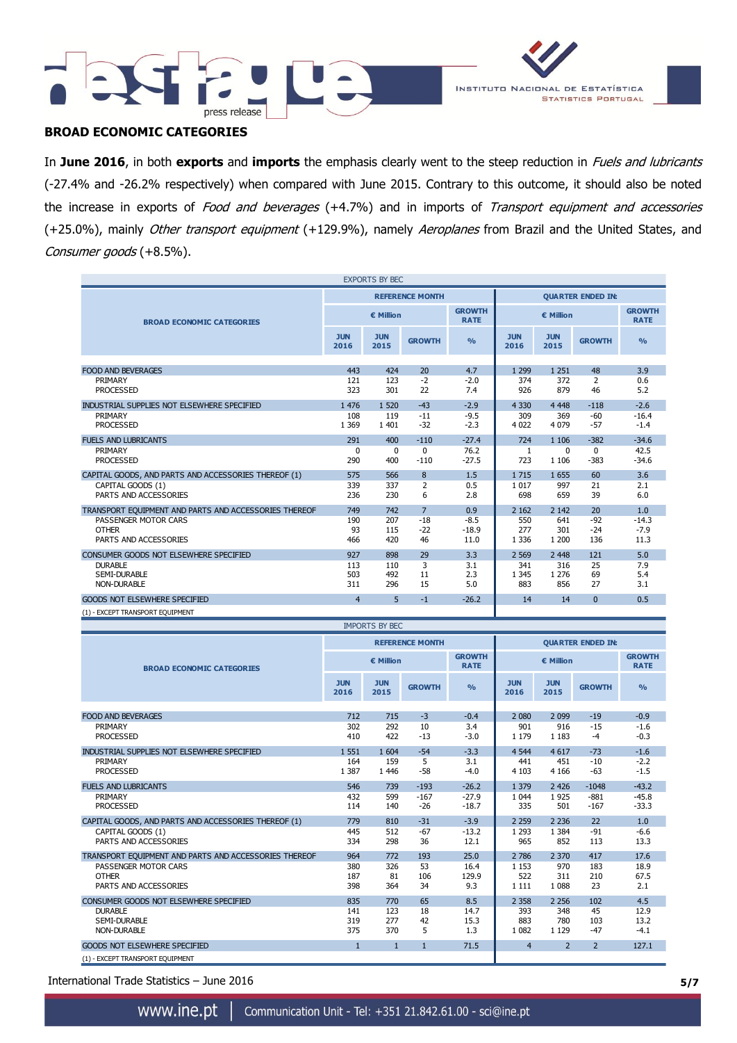## BROAD ECONOMIC CATEGORIES

In **June 2016**, in both **exports** and **imports** the emphasis clearly went to the steep reduction in *Fuels and lubricants* (-27.4% and -26.2% respectively) when compared with June 2015. Contrary to this outcome, it should also be noted the increase in exports of *Food and beverages* (+4.7%) and in imports of *Transport equipment and accessories* (+25.0%), mainly *Other transport equipment* (+129.9%), namely *Aeroplanes* from Brazil and the United States, and *Consumer goods* (+8.5%).

EXPORTS BY BEC

| BROAD ECONOMIC CATEGORIES | REFERENCE MONTH | | | | QUARTER ENDED IN: | | | |
|---|---|---|---|---|---|---|---|---|
| | € Million | | | GROWTH RATE | € Million | | | GROWTH RATE |
| | JUN 2016 | JUN 2015 | GROWTH | % | JUN 2016 | JUN 2015 | GROWTH | % |
| FOOD AND BEVERAGES | 443 | 424 | 20 | 4.7 | 1 299 | 1 251 | 48 | 3.9 |
| PRIMARY | 121 | 123 | -2 | -2.0 | 374 | 372 | 2 | 0.6 |
| PROCESSED | 323 | 301 | 22 | 7.4 | 926 | 879 | 46 | 5.2 |
| INDUSTRIAL SUPPLIES NOT ELSEWHERE SPECIFIED | 1 476 | 1 520 | -43 | -2.9 | 4 330 | 4 448 | -118 | -2.6 |
| PRIMARY | 108 | 119 | -11 | -9.5 | 309 | 369 | -60 | -16.4 |
| PROCESSED | 1 369 | 1 401 | -32 | -2.3 | 4 022 | 4 079 | -57 | -1.4 |
| FUELS AND LUBRICANTS | 291 | 400 | -110 | -27.4 | 724 | 1 106 | -382 | -34.6 |
| PRIMARY | 0 | 0 | 0 | 76.2 | 1 | 0 | 0 | 42.5 |
| PROCESSED | 290 | 400 | -110 | -27.5 | 723 | 1 106 | -383 | -34.6 |
| CAPITAL GOODS, AND PARTS AND ACCESSORIES THEREOF (1) | 575 | 566 | 8 | 1.5 | 1 715 | 1 655 | 60 | 3.6 |
| CAPITAL GOODS (1) | 339 | 337 | 2 | 0.5 | 1 017 | 997 | 21 | 2.1 |
| PARTS AND ACCESSORIES | 236 | 230 | 6 | 2.8 | 698 | 659 | 39 | 6.0 |
| TRANSPORT EQUIPMENT AND PARTS AND ACCESSORIES THEREOF | 749 | 742 | 7 | 0.9 | 2 162 | 2 142 | 20 | 1.0 |
| PASSENGER MOTOR CARS | 190 | 207 | -18 | -8.5 | 550 | 641 | -92 | -14.3 |
| OTHER | 93 | 115 | -22 | -18.9 | 277 | 301 | -24 | -7.9 |
| PARTS AND ACCESSORIES | 466 | 420 | 46 | 11.0 | 1 336 | 1 200 | 136 | 11.3 |
| CONSUMER GOODS NOT ELSEWHERE SPECIFIED | 927 | 898 | 29 | 3.3 | 2 569 | 2 448 | 121 | 5.0 |
| DURABLE | 113 | 110 | 3 | 3.1 | 341 | 316 | 25 | 7.9 |
| SEMI-DURABLE | 503 | 492 | 11 | 2.3 | 1 345 | 1 276 | 69 | 5.4 |
| NON-DURABLE | 311 | 296 | 15 | 5.0 | 883 | 856 | 27 | 3.1 |
| GOODS NOT ELSEWHERE SPECIFIED | 4 | 5 | -1 | -26.2 | 14 | 14 | 0 | 0.5 |

(1) - EXCEPT TRANSPORT EQUIPMENT

IMPORTS BY BEC

| BROAD ECONOMIC CATEGORIES | REFERENCE MONTH | | | | QUARTER ENDED IN: | | | |
|---|---|---|---|---|---|---|---|---|
| | € Million | | | GROWTH RATE | € Million | | | GROWTH RATE |
| | JUN 2016 | JUN 2015 | GROWTH | % | JUN 2016 | JUN 2015 | GROWTH | % |
| FOOD AND BEVERAGES | 712 | 715 | -3 | -0.4 | 2 080 | 2 099 | -19 | -0.9 |
| PRIMARY | 302 | 292 | 10 | 3.4 | 901 | 916 | -15 | -1.6 |
| PROCESSED | 410 | 422 | -13 | -3.0 | 1 179 | 1 183 | -4 | -0.3 |
| INDUSTRIAL SUPPLIES NOT ELSEWHERE SPECIFIED | 1 551 | 1 604 | -54 | -3.3 | 4 544 | 4 617 | -73 | -1.6 |
| PRIMARY | 164 | 159 | 5 | 3.1 | 441 | 451 | -10 | -2.2 |
| PROCESSED | 1 387 | 1 446 | -58 | -4.0 | 4 103 | 4 166 | -63 | -1.5 |
| FUELS AND LUBRICANTS | 546 | 739 | -193 | -26.2 | 1 379 | 2 426 | -1048 | -43.2 |
| PRIMARY | 432 | 599 | -167 | -27.9 | 1 044 | 1 925 | -881 | -45.8 |
| PROCESSED | 114 | 140 | -26 | -18.7 | 335 | 501 | -167 | -33.3 |
| CAPITAL GOODS, AND PARTS AND ACCESSORIES THEREOF (1) | 779 | 810 | -31 | -3.9 | 2 259 | 2 236 | 22 | 1.0 |
| CAPITAL GOODS (1) | 445 | 512 | -67 | -13.2 | 1 293 | 1 384 | -91 | -6.6 |
| PARTS AND ACCESSORIES | 334 | 298 | 36 | 12.1 | 965 | 852 | 113 | 13.3 |
| TRANSPORT EQUIPMENT AND PARTS AND ACCESSORIES THEREOF | 964 | 772 | 193 | 25.0 | 2 786 | 2 370 | 417 | 17.6 |
| PASSENGER MOTOR CARS | 380 | 326 | 53 | 16.4 | 1 153 | 970 | 183 | 18.9 |
| OTHER | 187 | 81 | 106 | 129.9 | 522 | 311 | 210 | 67.5 |
| PARTS AND ACCESSORIES | 398 | 364 | 34 | 9.3 | 1 111 | 1 088 | 23 | 2.1 |
| CONSUMER GOODS NOT ELSEWHERE SPECIFIED | 835 | 770 | 65 | 8.5 | 2 358 | 2 256 | 102 | 4.5 |
| DURABLE | 141 | 123 | 18 | 14.7 | 393 | 348 | 45 | 12.9 |
| SEMI-DURABLE | 319 | 277 | 42 | 15.3 | 883 | 780 | 103 | 13.2 |
| NON-DURABLE | 375 | 370 | 5 | 1.3 | 1 082 | 1 129 | -47 | -4.1 |
| GOODS NOT ELSEWHERE SPECIFIED | 1 | 1 | 1 | 71.5 | 4 | 2 | 2 | 127.1 |

(1) - EXCEPT TRANSPORT EQUIPMENT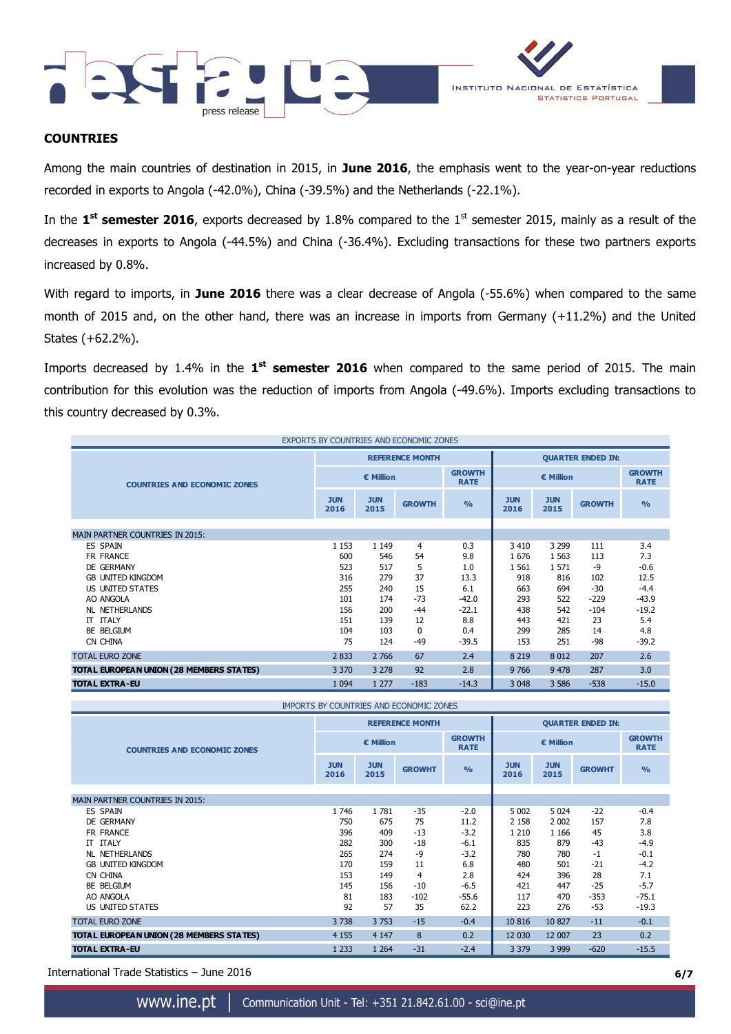## COUNTRIES

Among the main countries of destination in 2015, in **June 2016**, the emphasis went to the year-on-year reductions recorded in exports to Angola (-42.0%), China (-39.5%) and the Netherlands (-22.1%).

In the **1st semester 2016**, exports decreased by 1.8% compared to the 1st semester 2015, mainly as a result of the decreases in exports to Angola (-44.5%) and China (-36.4%). Excluding transactions for these two partners exports increased by 0.8%.

With regard to imports, in **June 2016** there was a clear decrease of Angola (-55.6%) when compared to the same month of 2015 and, on the other hand, there was an increase in imports from Germany (+11.2%) and the United States (+62.2%).

Imports decreased by 1.4% in the **1st semester 2016** when compared to the same period of 2015. The main contribution for this evolution was the reduction of imports from Angola (-49.6%). Imports excluding transactions to this country decreased by 0.3%.

EXPORTS BY COUNTRIES AND ECONOMIC ZONES

| COUNTRIES AND ECONOMIC ZONES | REFERENCE MONTH | | | | QUARTER ENDED IN: | | | |
|---|---|---|---|---|---|---|---|---|
| | € Million | | | GROWTH RATE | € Million | | | GROWTH RATE |
| | JUN 2016 | JUN 2015 | GROWTH | % | JUN 2016 | JUN 2015 | GROWTH | % |
| MAIN PARTNER COUNTRIES IN 2015: | | | | | | | | |
| ES SPAIN | 1 153 | 1 149 | 4 | 0.3 | 3 410 | 3 299 | 111 | 3.4 |
| FR FRANCE | 600 | 546 | 54 | 9.8 | 1 676 | 1 563 | 113 | 7.3 |
| DE GERMANY | 523 | 517 | 5 | 1.0 | 1 561 | 1 571 | -9 | -0.6 |
| GB UNITED KINGDOM | 316 | 279 | 37 | 13.3 | 918 | 816 | 102 | 12.5 |
| US UNITED STATES | 255 | 240 | 15 | 6.1 | 663 | 694 | -30 | -4.4 |
| AO ANGOLA | 101 | 174 | -73 | -42.0 | 293 | 522 | -229 | -43.9 |
| NL NETHERLANDS | 156 | 200 | -44 | -22.1 | 438 | 542 | -104 | -19.2 |
| IT ITALY | 151 | 139 | 12 | 8.8 | 443 | 421 | 23 | 5.4 |
| BE BELGIUM | 104 | 103 | 0 | 0.4 | 299 | 285 | 14 | 4.8 |
| CN CHINA | 75 | 124 | -49 | -39.5 | 153 | 251 | -98 | -39.2 |
| TOTAL EURO ZONE | 2 833 | 2 766 | 67 | 2.4 | 8 219 | 8 012 | 207 | 2.6 |
| **TOTAL EUROPEAN UNION (28 MEMBERS STATES)** | 3 370 | 3 278 | 92 | 2.8 | 9 766 | 9 478 | 287 | 3.0 |
| **TOTAL EXTRA-EU** | 1 094 | 1 277 | -183 | -14.3 | 3 048 | 3 586 | -538 | -15.0 |

IMPORTS BY COUNTRIES AND ECONOMIC ZONES

| COUNTRIES AND ECONOMIC ZONES | REFERENCE MONTH | | | | QUARTER ENDED IN: | | | |
|---|---|---|---|---|---|---|---|---|
| | € Million | | | GROWTH RATE | € Million | | | GROWTH RATE |
| | JUN 2016 | JUN 2015 | GROWHT | % | JUN 2016 | JUN 2015 | GROWHT | % |
| MAIN PARTNER COUNTRIES IN 2015: | | | | | | | | |
| ES SPAIN | 1 746 | 1 781 | -35 | -2.0 | 5 002 | 5 024 | -22 | -0.4 |
| DE GERMANY | 750 | 675 | 75 | 11.2 | 2 158 | 2 002 | 157 | 7.8 |
| FR FRANCE | 396 | 409 | -13 | -3.2 | 1 210 | 1 166 | 45 | 3.8 |
| IT ITALY | 282 | 300 | -18 | -6.1 | 835 | 879 | -43 | -4.9 |
| NL NETHERLANDS | 265 | 274 | -9 | -3.2 | 780 | 780 | -1 | -0.1 |
| GB UNITED KINGDOM | 170 | 159 | 11 | 6.8 | 480 | 501 | -21 | -4.2 |
| CN CHINA | 153 | 149 | 4 | 2.8 | 424 | 396 | 28 | 7.1 |
| BE BELGIUM | 145 | 156 | -10 | -6.5 | 421 | 447 | -25 | -5.7 |
| AO ANGOLA | 81 | 183 | -102 | -55.6 | 117 | 470 | -353 | -75.1 |
| US UNITED STATES | 92 | 57 | 35 | 62.2 | 223 | 276 | -53 | -19.3 |
| TOTAL EURO ZONE | 3 738 | 3 753 | -15 | -0.4 | 10 816 | 10 827 | -11 | -0.1 |
| **TOTAL EUROPEAN UNION (28 MEMBERS STATES)** | 4 155 | 4 147 | 8 | 0.2 | 12 030 | 12 007 | 23 | 0.2 |
| **TOTAL EXTRA-EU** | 1 233 | 1 264 | -31 | -2.4 | 3 379 | 3 999 | -620 | -15.5 |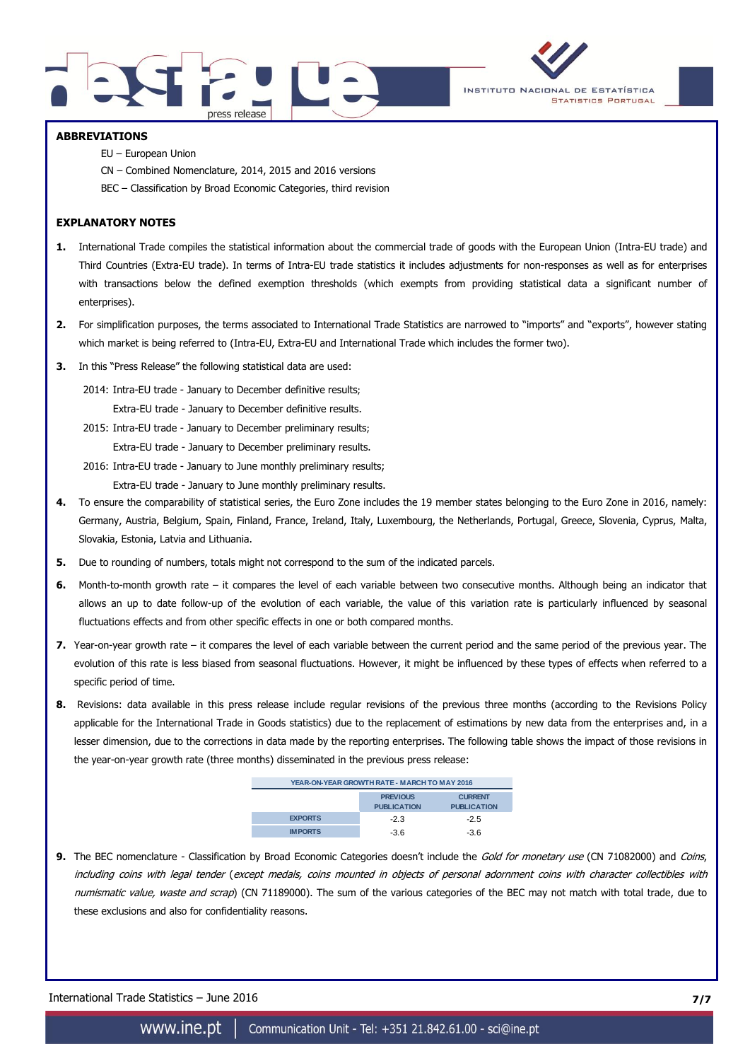## ABBREVIATIONS

EU – European Union

CN – Combined Nomenclature, 2014, 2015 and 2016 versions

BEC – Classification by Broad Economic Categories, third revision

## EXPLANATORY NOTES

1. International Trade compiles the statistical information about the commercial trade of goods with the European Union (Intra-EU trade) and Third Countries (Extra-EU trade). In terms of Intra-EU trade statistics it includes adjustments for non-responses as well as for enterprises with transactions below the defined exemption thresholds (which exempts from providing statistical data a significant number of enterprises).
2. For simplification purposes, the terms associated to International Trade Statistics are narrowed to "imports" and "exports", however stating which market is being referred to (Intra-EU, Extra-EU and International Trade which includes the former two).
3. In this "Press Release" the following statistical data are used:

   2014: Intra-EU trade - January to December definitive results;
   Extra-EU trade - January to December definitive results.

   2015: Intra-EU trade - January to December preliminary results;
   Extra-EU trade - January to December preliminary results.

   2016: Intra-EU trade - January to June monthly preliminary results;
   Extra-EU trade - January to June monthly preliminary results.
4. To ensure the comparability of statistical series, the Euro Zone includes the 19 member states belonging to the Euro Zone in 2016, namely: Germany, Austria, Belgium, Spain, Finland, France, Ireland, Italy, Luxembourg, the Netherlands, Portugal, Greece, Slovenia, Cyprus, Malta, Slovakia, Estonia, Latvia and Lithuania.
5. Due to rounding of numbers, totals might not correspond to the sum of the indicated parcels.
6. Month-to-month growth rate – it compares the level of each variable between two consecutive months. Although being an indicator that allows an up to date follow-up of the evolution of each variable, the value of this variation rate is particularly influenced by seasonal fluctuations effects and from other specific effects in one or both compared months.
7. Year-on-year growth rate – it compares the level of each variable between the current period and the same period of the previous year. The evolution of this rate is less biased from seasonal fluctuations. However, it might be influenced by these types of effects when referred to a specific period of time.
8. Revisions: data available in this press release include regular revisions of the previous three months (according to the Revisions Policy applicable for the International Trade in Goods statistics) due to the replacement of estimations by new data from the enterprises and, in a lesser dimension, due to the corrections in data made by the reporting enterprises. The following table shows the impact of those revisions in the year-on-year growth rate (three months) disseminated in the previous press release:

| YEAR-ON-YEAR GROWTH RATE - MARCH TO MAY 2016 | | |
|---|---|---|
| | PREVIOUS PUBLICATION | CURRENT PUBLICATION |
| EXPORTS | -2.3 | -2.5 |
| IMPORTS | -3.6 | -3.6 |

9. The BEC nomenclature - Classification by Broad Economic Categories doesn't include the *Gold for monetary use* (CN 71082000) and *Coins, including coins with legal tender* (*except medals, coins mounted in objects of personal adornment coins with character collectibles with numismatic value, waste and scrap*) (CN 71189000). The sum of the various categories of the BEC may not match with total trade, due to these exclusions and also for confidentiality reasons.